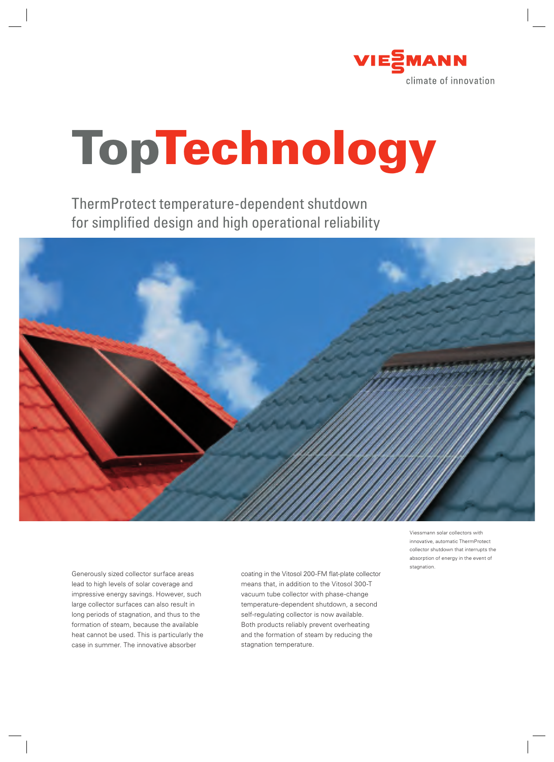VIESSMANN

climate of innovation

# TopTechnology

## ThermProtect temperature-dependent shutdown for simplified design and high operational reliability

Viessmann solar collectors with innovative, automatic ThermProtect collector shutdown that interrupts the absorption of energy in the event of stagnation.

Generously sized collector surface areas lead to high levels of solar coverage and impressive energy savings. However, such large collector surfaces can also result in long periods of stagnation, and thus to the formation of steam, because the available heat cannot be used. This is particularly the case in summer. The innovative absorber coating in the Vitosol 200-FM flat-plate collector means that, in addition to the Vitosol 300-T vacuum tube collector with phase-change temperature-dependent shutdown, a second self-regulating collector is now available. Both products reliably prevent overheating and the formation of steam by reducing the stagnation temperature.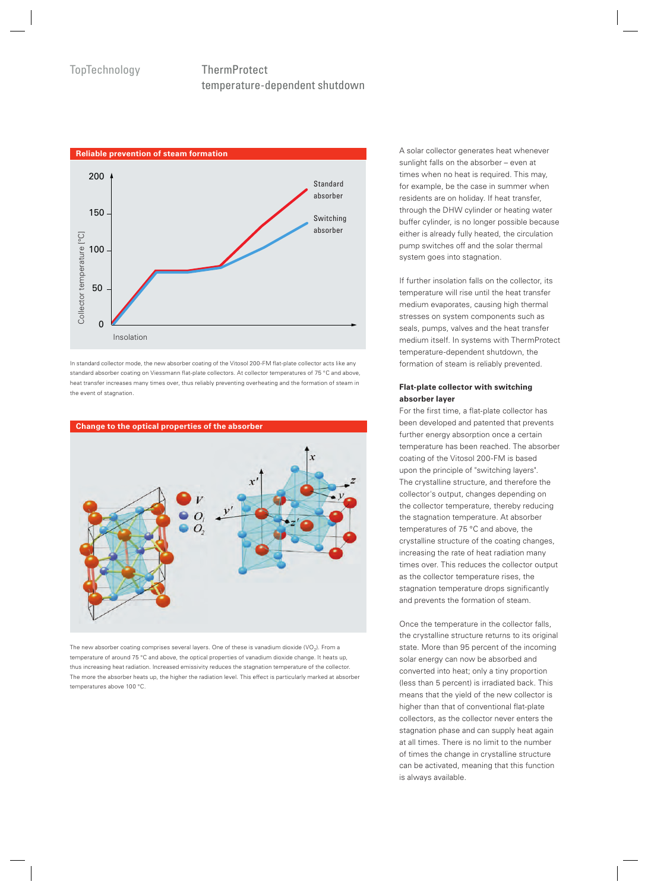TopTechnology

# ThermProtect temperature-dependent shutdown

**Reliable prevention of steam formation**

In standard collector mode, the new absorber coating of the Vitosol 200-FM flat-plate collector acts like any standard absorber coating on Viessmann flat-plate collectors. At collector temperatures of 75 °C and above, heat transfer increases many times over, thus reliably preventing overheating and the formation of steam in the event of stagnation.

**Change to the optical properties of the absorber**

The new absorber coating comprises several layers. One of these is vanadium dioxide ($VO_2$). From a temperature of around 75 °C and above, the optical properties of vanadium dioxide change. It heats up, thus increasing heat radiation. Increased emissivity reduces the stagnation temperature of the collector. The more the absorber heats up, the higher the radiation level. This effect is particularly marked at absorber temperatures above 100 °C.

A solar collector generates heat whenever sunlight falls on the absorber – even at times when no heat is required. This may, for example, be the case in summer when residents are on holiday. If heat transfer, through the DHW cylinder or heating water buffer cylinder, is no longer possible because either is already fully heated, the circulation pump switches off and the solar thermal system goes into stagnation.

If further insolation falls on the collector, its temperature will rise until the heat transfer medium evaporates, causing high thermal stresses on system components such as seals, pumps, valves and the heat transfer medium itself. In systems with ThermProtect temperature-dependent shutdown, the formation of steam is reliably prevented.

**Flat-plate collector with switching absorber layer**

For the first time, a flat-plate collector has been developed and patented that prevents further energy absorption once a certain temperature has been reached. The absorber coating of the Vitosol 200-FM is based upon the principle of "switching layers". The crystalline structure, and therefore the collector's output, changes depending on the collector temperature, thereby reducing the stagnation temperature. At absorber temperatures of 75 °C and above, the crystalline structure of the coating changes, increasing the rate of heat radiation many times over. This reduces the collector output as the collector temperature rises, the stagnation temperature drops significantly and prevents the formation of steam.

Once the temperature in the collector falls, the crystalline structure returns to its original state. More than 95 percent of the incoming solar energy can now be absorbed and converted into heat; only a tiny proportion (less than 5 percent) is irradiated back. This means that the yield of the new collector is higher than that of conventional flat-plate collectors, as the collector never enters the stagnation phase and can supply heat again at all times. There is no limit to the number of times the change in crystalline structure can be activated, meaning that this function is always available.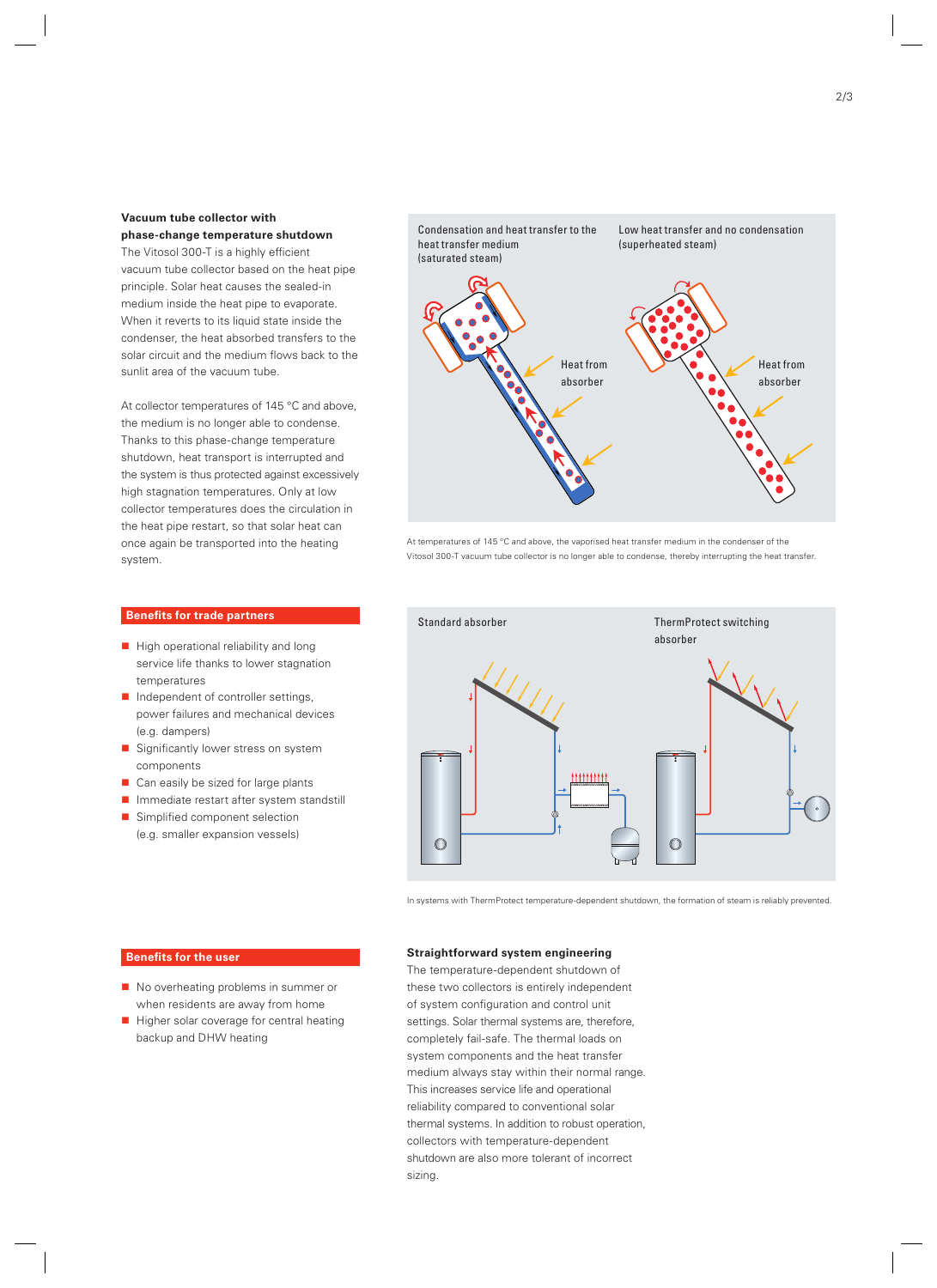**Vacuum tube collector with phase-change temperature shutdown**

The Vitosol 300-T is a highly efficient vacuum tube collector based on the heat pipe principle. Solar heat causes the sealed-in medium inside the heat pipe to evaporate. When it reverts to its liquid state inside the condenser, the heat absorbed transfers to the solar circuit and the medium flows back to the sunlit area of the vacuum tube.

At collector temperatures of 145 °C and above, the medium is no longer able to condense. Thanks to this phase-change temperature shutdown, heat transport is interrupted and the system is thus protected against excessively high stagnation temperatures. Only at low collector temperatures does the circulation in the heat pipe restart, so that solar heat can once again be transported into the heating system.

Condensation and heat transfer to the heat transfer medium (saturated steam)

Low heat transfer and no condensation (superheated steam)

Heat from absorber

Heat from absorber

At temperatures of 145 °C and above, the vaporised heat transfer medium in the condenser of the Vitosol 300-T vacuum tube collector is no longer able to condense, thereby interrupting the heat transfer.

## Benefits for trade partners

- High operational reliability and long service life thanks to lower stagnation temperatures
- Independent of controller settings, power failures and mechanical devices (e.g. dampers)
- Significantly lower stress on system components
- Can easily be sized for large plants
- Immediate restart after system standstill
- Simplified component selection (e.g. smaller expansion vessels)

Standard absorber

ThermProtect switching absorber

In systems with ThermProtect temperature-dependent shutdown, the formation of steam is reliably prevented.

## Benefits for the user

- No overheating problems in summer or when residents are away from home
- Higher solar coverage for central heating backup and DHW heating

**Straightforward system engineering**

The temperature-dependent shutdown of these two collectors is entirely independent of system configuration and control unit settings. Solar thermal systems are, therefore, completely fail-safe. The thermal loads on system components and the heat transfer medium always stay within their normal range. This increases service life and operational reliability compared to conventional solar thermal systems. In addition to robust operation, collectors with temperature-dependent shutdown are also more tolerant of incorrect sizing.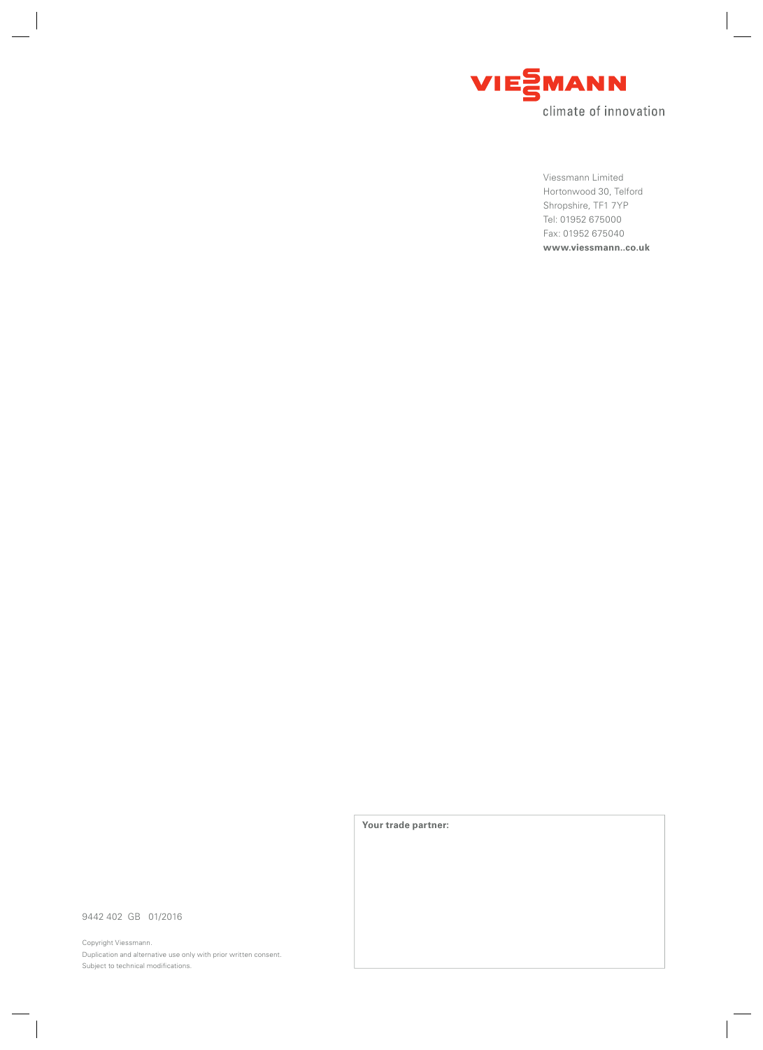VIESSMANN

climate of innovation

Viessmann Limited
Hortonwood 30, Telford
Shropshire, TF1 7YP
Tel: 01952 675000
Fax: 01952 675040
**www.viessmann..co.uk**

**Your trade partner:**

9442 402 GB 01/2016

Copyright Viessmann.
Duplication and alternative use only with prior written consent.
Subject to technical modifications.